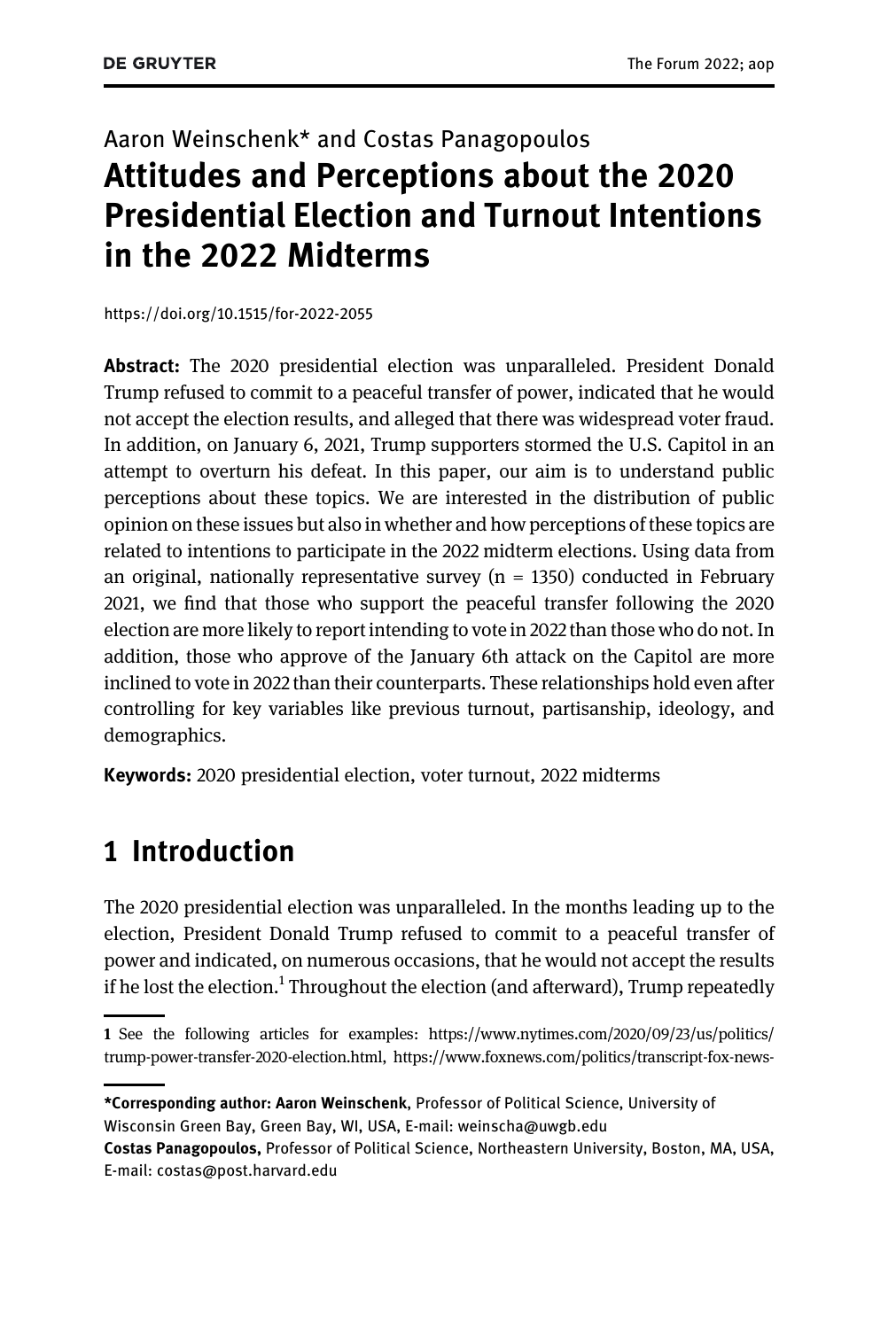Aaron Weinschenk* and Costas Panagopoulos

# Attitudes and Perceptions about the 2020 Presidential Election and Turnout Intentions in the 2022 Midterms

https://doi.org/10.1515/for-2022-2055

**Abstract:** The 2020 presidential election was unparalleled. President Donald Trump refused to commit to a peaceful transfer of power, indicated that he would not accept the election results, and alleged that there was widespread voter fraud. In addition, on January 6, 2021, Trump supporters stormed the U.S. Capitol in an attempt to overturn his defeat. In this paper, our aim is to understand public perceptions about these topics. We are interested in the distribution of public opinion on these issues but also in whether and how perceptions of these topics are related to intentions to participate in the 2022 midterm elections. Using data from an original, nationally representative survey (n = 1350) conducted in February 2021, we find that those who support the peaceful transfer following the 2020 election are more likely to report intending to vote in 2022 than those who do not. In addition, those who approve of the January 6th attack on the Capitol are more inclined to vote in 2022 than their counterparts. These relationships hold even after controlling for key variables like previous turnout, partisanship, ideology, and demographics.

**Keywords:** 2020 presidential election, voter turnout, 2022 midterms

## 1 Introduction

The 2020 presidential election was unparalleled. In the months leading up to the election, President Donald Trump refused to commit to a peaceful transfer of power and indicated, on numerous occasions, that he would not accept the results if he lost the election.[1] Throughout the election (and afterward), Trump repeatedly

---

[1] See the following articles for examples: https://www.nytimes.com/2020/09/23/us/politics/trump-power-transfer-2020-election.html, https://www.foxnews.com/politics/transcript-fox-news-

---

***Corresponding author: Aaron Weinschenk**, Professor of Political Science, University of Wisconsin Green Bay, Green Bay, WI, USA, E-mail: weinscha@uwgb.edu

**Costas Panagopoulos,** Professor of Political Science, Northeastern University, Boston, MA, USA, E-mail: costas@post.harvard.edu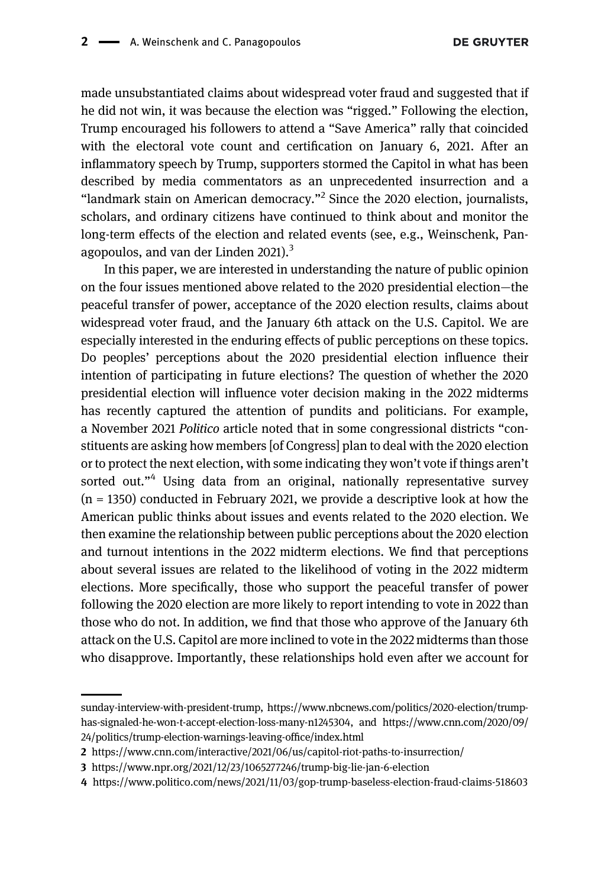made unsubstantiated claims about widespread voter fraud and suggested that if he did not win, it was because the election was "rigged." Following the election, Trump encouraged his followers to attend a "Save America" rally that coincided with the electoral vote count and certification on January 6, 2021. After an inflammatory speech by Trump, supporters stormed the Capitol in what has been described by media commentators as an unprecedented insurrection and a "landmark stain on American democracy."[2] Since the 2020 election, journalists, scholars, and ordinary citizens have continued to think about and monitor the long-term effects of the election and related events (see, e.g., Weinschenk, Panagopoulos, and van der Linden 2021).[3]

In this paper, we are interested in understanding the nature of public opinion on the four issues mentioned above related to the 2020 presidential election—the peaceful transfer of power, acceptance of the 2020 election results, claims about widespread voter fraud, and the January 6th attack on the U.S. Capitol. We are especially interested in the enduring effects of public perceptions on these topics. Do peoples' perceptions about the 2020 presidential election influence their intention of participating in future elections? The question of whether the 2020 presidential election will influence voter decision making in the 2022 midterms has recently captured the attention of pundits and politicians. For example, a November 2021 *Politico* article noted that in some congressional districts "constituents are asking how members [of Congress] plan to deal with the 2020 election or to protect the next election, with some indicating they won't vote if things aren't sorted out."[4] Using data from an original, nationally representative survey (n = 1350) conducted in February 2021, we provide a descriptive look at how the American public thinks about issues and events related to the 2020 election. We then examine the relationship between public perceptions about the 2020 election and turnout intentions in the 2022 midterm elections. We find that perceptions about several issues are related to the likelihood of voting in the 2022 midterm elections. More specifically, those who support the peaceful transfer of power following the 2020 election are more likely to report intending to vote in 2022 than those who do not. In addition, we find that those who approve of the January 6th attack on the U.S. Capitol are more inclined to vote in the 2022 midterms than those who disapprove. Importantly, these relationships hold even after we account for

---

sunday-interview-with-president-trump, https://www.nbcnews.com/politics/2020-election/trump-has-signaled-he-won-t-accept-election-loss-many-n1245304, and https://www.cnn.com/2020/09/24/politics/trump-election-warnings-leaving-office/index.html

2 https://www.cnn.com/interactive/2021/06/us/capitol-riot-paths-to-insurrection/

3 https://www.npr.org/2021/12/23/1065277246/trump-big-lie-jan-6-election

4 https://www.politico.com/news/2021/11/03/gop-trump-baseless-election-fraud-claims-518603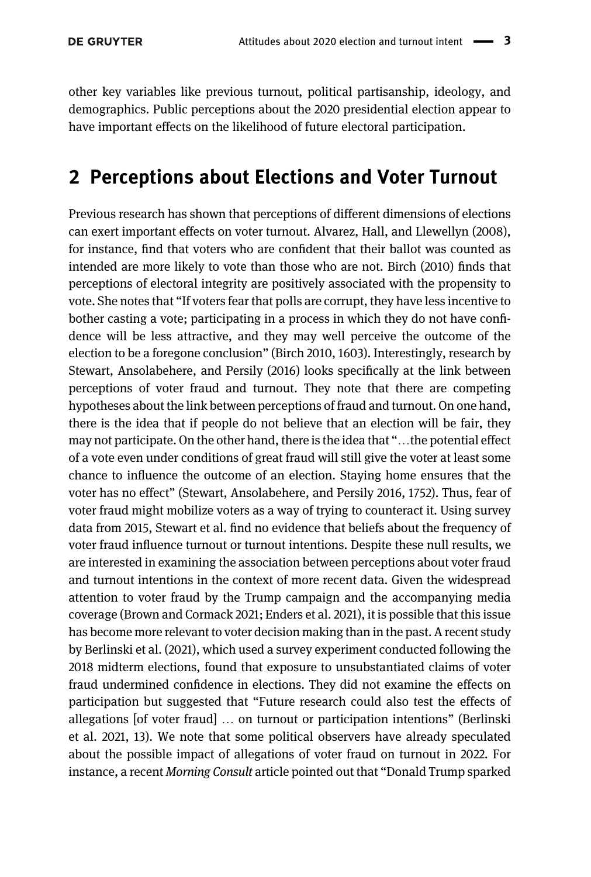other key variables like previous turnout, political partisanship, ideology, and demographics. Public perceptions about the 2020 presidential election appear to have important effects on the likelihood of future electoral participation.

## 2 Perceptions about Elections and Voter Turnout

Previous research has shown that perceptions of different dimensions of elections can exert important effects on voter turnout. Alvarez, Hall, and Llewellyn (2008), for instance, find that voters who are confident that their ballot was counted as intended are more likely to vote than those who are not. Birch (2010) finds that perceptions of electoral integrity are positively associated with the propensity to vote. She notes that "If voters fear that polls are corrupt, they have less incentive to bother casting a vote; participating in a process in which they do not have confidence will be less attractive, and they may well perceive the outcome of the election to be a foregone conclusion" (Birch 2010, 1603). Interestingly, research by Stewart, Ansolabehere, and Persily (2016) looks specifically at the link between perceptions of voter fraud and turnout. They note that there are competing hypotheses about the link between perceptions of fraud and turnout. On one hand, there is the idea that if people do not believe that an election will be fair, they may not participate. On the other hand, there is the idea that "…the potential effect of a vote even under conditions of great fraud will still give the voter at least some chance to influence the outcome of an election. Staying home ensures that the voter has no effect" (Stewart, Ansolabehere, and Persily 2016, 1752). Thus, fear of voter fraud might mobilize voters as a way of trying to counteract it. Using survey data from 2015, Stewart et al. find no evidence that beliefs about the frequency of voter fraud influence turnout or turnout intentions. Despite these null results, we are interested in examining the association between perceptions about voter fraud and turnout intentions in the context of more recent data. Given the widespread attention to voter fraud by the Trump campaign and the accompanying media coverage (Brown and Cormack 2021; Enders et al. 2021), it is possible that this issue has become more relevant to voter decision making than in the past. A recent study by Berlinski et al. (2021), which used a survey experiment conducted following the 2018 midterm elections, found that exposure to unsubstantiated claims of voter fraud undermined confidence in elections. They did not examine the effects on participation but suggested that "Future research could also test the effects of allegations [of voter fraud] … on turnout or participation intentions" (Berlinski et al. 2021, 13). We note that some political observers have already speculated about the possible impact of allegations of voter fraud on turnout in 2022. For instance, a recent *Morning Consult* article pointed out that "Donald Trump sparked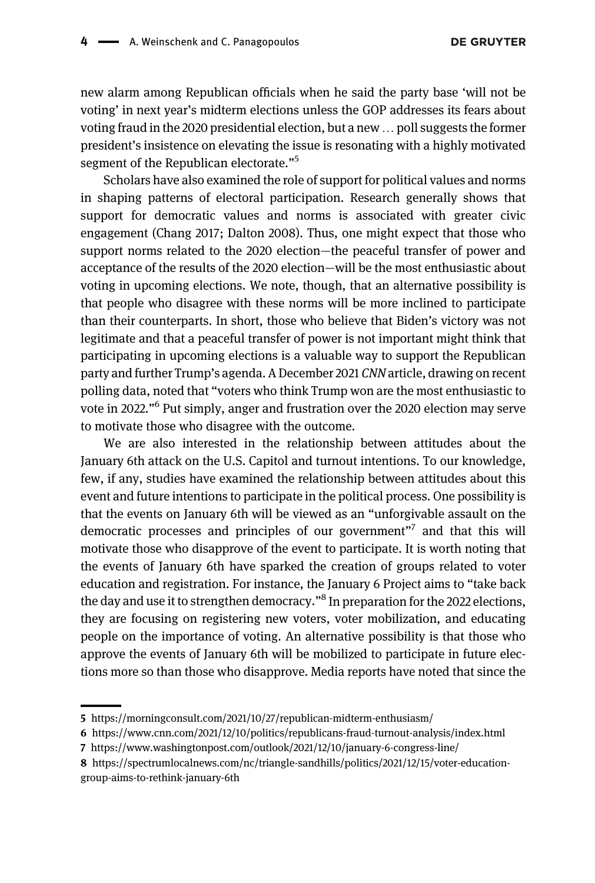new alarm among Republican officials when he said the party base 'will not be voting' in next year's midterm elections unless the GOP addresses its fears about voting fraud in the 2020 presidential election, but a new … poll suggests the former president's insistence on elevating the issue is resonating with a highly motivated segment of the Republican electorate."[5]

Scholars have also examined the role of support for political values and norms in shaping patterns of electoral participation. Research generally shows that support for democratic values and norms is associated with greater civic engagement (Chang 2017; Dalton 2008). Thus, one might expect that those who support norms related to the 2020 election—the peaceful transfer of power and acceptance of the results of the 2020 election—will be the most enthusiastic about voting in upcoming elections. We note, though, that an alternative possibility is that people who disagree with these norms will be more inclined to participate than their counterparts. In short, those who believe that Biden's victory was not legitimate and that a peaceful transfer of power is not important might think that participating in upcoming elections is a valuable way to support the Republican party and further Trump's agenda. A December 2021 *CNN* article, drawing on recent polling data, noted that "voters who think Trump won are the most enthusiastic to vote in 2022."[6] Put simply, anger and frustration over the 2020 election may serve to motivate those who disagree with the outcome.

We are also interested in the relationship between attitudes about the January 6th attack on the U.S. Capitol and turnout intentions. To our knowledge, few, if any, studies have examined the relationship between attitudes about this event and future intentions to participate in the political process. One possibility is that the events on January 6th will be viewed as an "unforgivable assault on the democratic processes and principles of our government"[7] and that this will motivate those who disapprove of the event to participate. It is worth noting that the events of January 6th have sparked the creation of groups related to voter education and registration. For instance, the January 6 Project aims to "take back the day and use it to strengthen democracy."[8] In preparation for the 2022 elections, they are focusing on registering new voters, voter mobilization, and educating people on the importance of voting. An alternative possibility is that those who approve the events of January 6th will be mobilized to participate in future elections more so than those who disapprove. Media reports have noted that since the

---

5 https://morningconsult.com/2021/10/27/republican-midterm-enthusiasm/

6 https://www.cnn.com/2021/12/10/politics/republicans-fraud-turnout-analysis/index.html

7 https://www.washingtonpost.com/outlook/2021/12/10/january-6-congress-line/

8 https://spectrumlocalnews.com/nc/triangle-sandhills/politics/2021/12/15/voter-education-group-aims-to-rethink-january-6th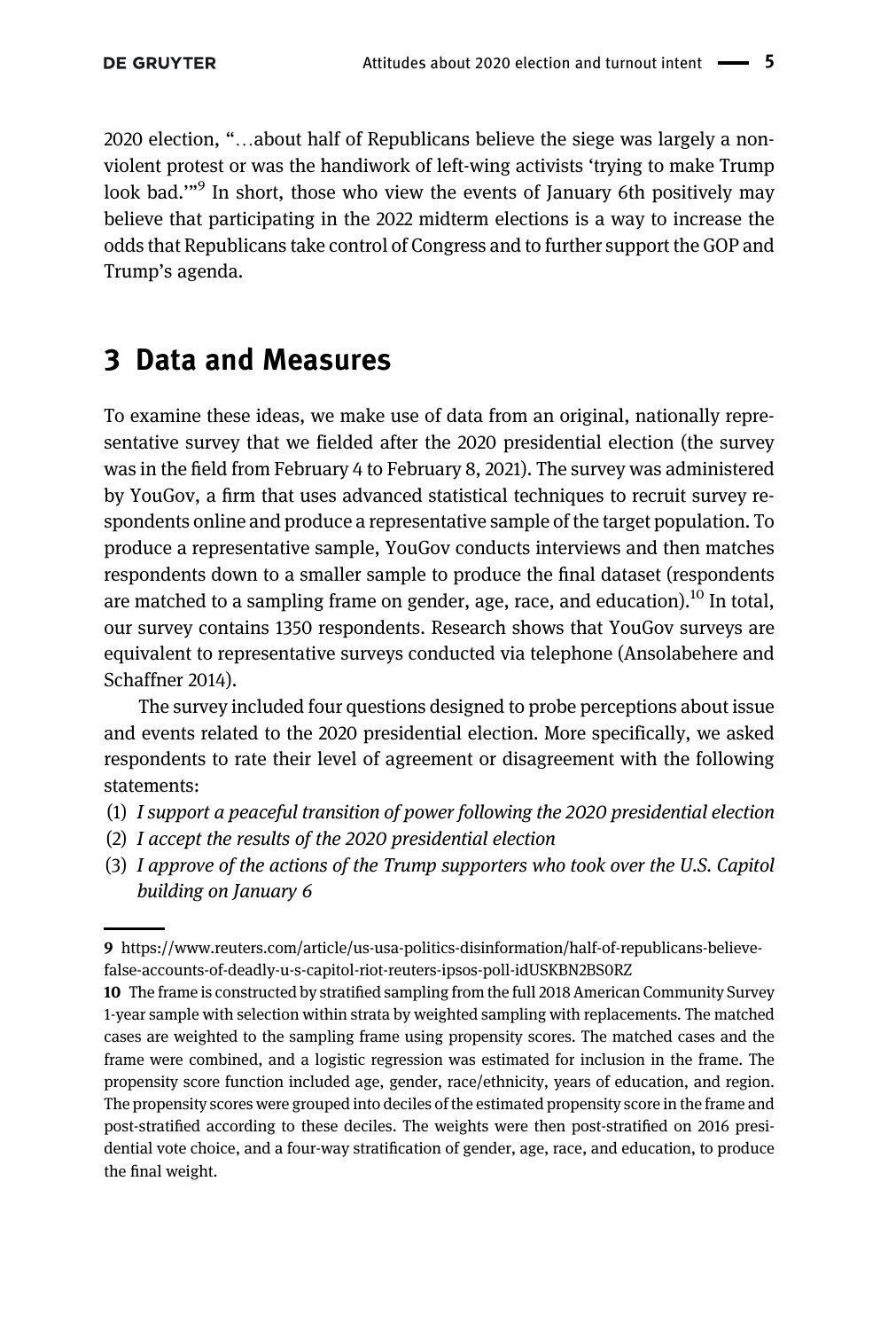2020 election, "…about half of Republicans believe the siege was largely a non-violent protest or was the handiwork of left-wing activists 'trying to make Trump look bad.'"[9] In short, those who view the events of January 6th positively may believe that participating in the 2022 midterm elections is a way to increase the odds that Republicans take control of Congress and to further support the GOP and Trump's agenda.

## 3 Data and Measures

To examine these ideas, we make use of data from an original, nationally representative survey that we fielded after the 2020 presidential election (the survey was in the field from February 4 to February 8, 2021). The survey was administered by YouGov, a firm that uses advanced statistical techniques to recruit survey respondents online and produce a representative sample of the target population. To produce a representative sample, YouGov conducts interviews and then matches respondents down to a smaller sample to produce the final dataset (respondents are matched to a sampling frame on gender, age, race, and education).[10] In total, our survey contains 1350 respondents. Research shows that YouGov surveys are equivalent to representative surveys conducted via telephone (Ansolabehere and Schaffner 2014).

The survey included four questions designed to probe perceptions about issue and events related to the 2020 presidential election. More specifically, we asked respondents to rate their level of agreement or disagreement with the following statements:

(1) *I support a peaceful transition of power following the 2020 presidential election*
(2) *I accept the results of the 2020 presidential election*
(3) *I approve of the actions of the Trump supporters who took over the U.S. Capitol building on January 6*

---

**9** https://www.reuters.com/article/us-usa-politics-disinformation/half-of-republicans-believe-false-accounts-of-deadly-u-s-capitol-riot-reuters-ipsos-poll-idUSKBN2BS0RZ

**10** The frame is constructed by stratified sampling from the full 2018 American Community Survey 1-year sample with selection within strata by weighted sampling with replacements. The matched cases are weighted to the sampling frame using propensity scores. The matched cases and the frame were combined, and a logistic regression was estimated for inclusion in the frame. The propensity score function included age, gender, race/ethnicity, years of education, and region. The propensity scores were grouped into deciles of the estimated propensity score in the frame and post-stratified according to these deciles. The weights were then post-stratified on 2016 presidential vote choice, and a four-way stratification of gender, age, race, and education, to produce the final weight.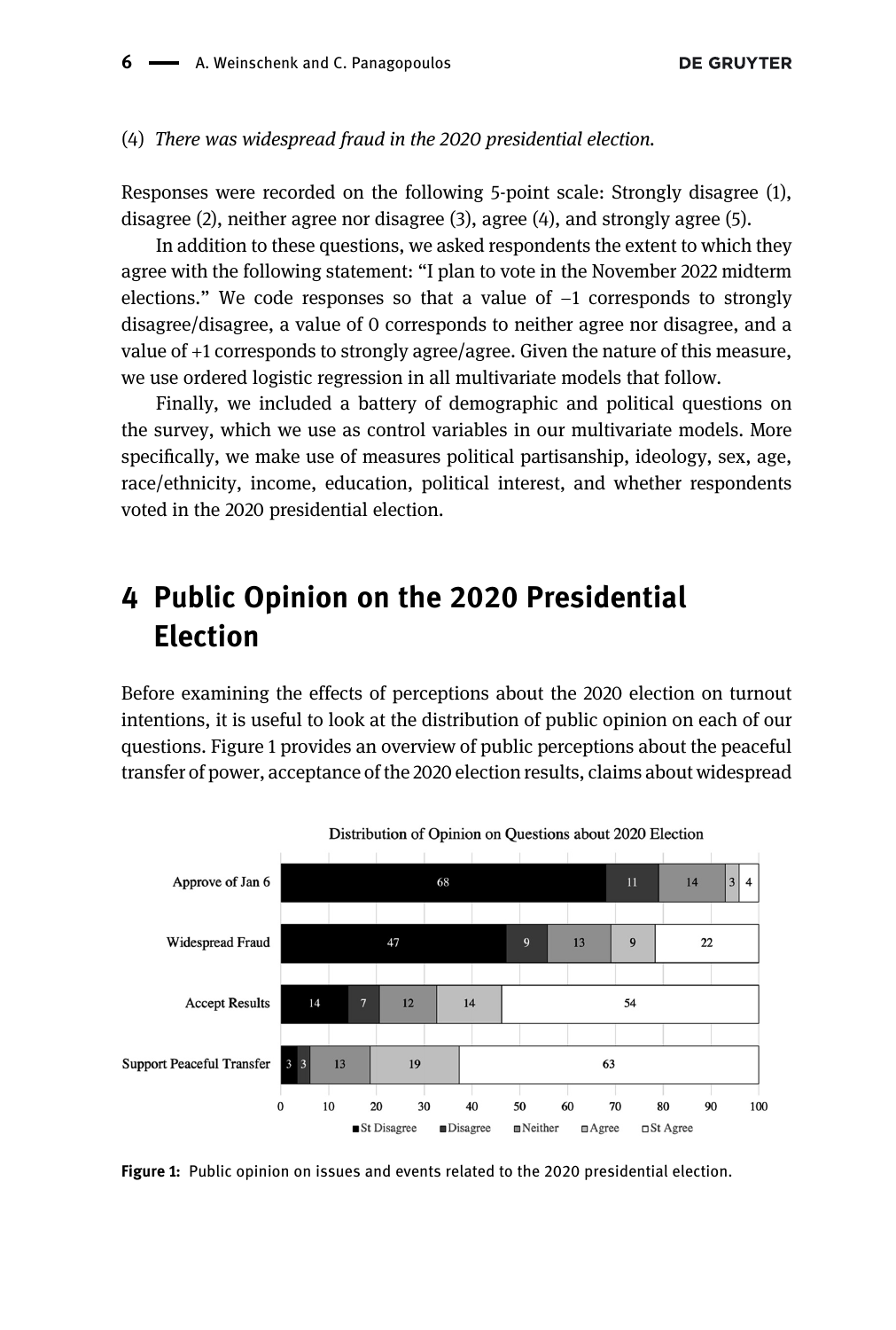(4) *There was widespread fraud in the 2020 presidential election.*

Responses were recorded on the following 5-point scale: Strongly disagree (1), disagree (2), neither agree nor disagree (3), agree (4), and strongly agree (5).

In addition to these questions, we asked respondents the extent to which they agree with the following statement: "I plan to vote in the November 2022 midterm elections." We code responses so that a value of −1 corresponds to strongly disagree/disagree, a value of 0 corresponds to neither agree nor disagree, and a value of +1 corresponds to strongly agree/agree. Given the nature of this measure, we use ordered logistic regression in all multivariate models that follow.

Finally, we included a battery of demographic and political questions on the survey, which we use as control variables in our multivariate models. More specifically, we make use of measures political partisanship, ideology, sex, age, race/ethnicity, income, education, political interest, and whether respondents voted in the 2020 presidential election.

# 4 Public Opinion on the 2020 Presidential Election

Before examining the effects of perceptions about the 2020 election on turnout intentions, it is useful to look at the distribution of public opinion on each of our questions. Figure 1 provides an overview of public perceptions about the peaceful transfer of power, acceptance of the 2020 election results, claims about widespread

Distribution of Opinion on Questions about 2020 Election

| | St Disagree | Disagree | Neither | Agree | St Agree |
|---|---|---|---|---|---|
| Approve of Jan 6 | 68 | 11 | 14 | 3 | 4 |
| Widespread Fraud | 47 | 9 | 13 | 9 | 22 |
| Accept Results | 14 | 7 | 12 | 14 | 54 |
| Support Peaceful Transfer | 3 | 3 | 13 | 19 | 63 |

**Figure 1:** Public opinion on issues and events related to the 2020 presidential election.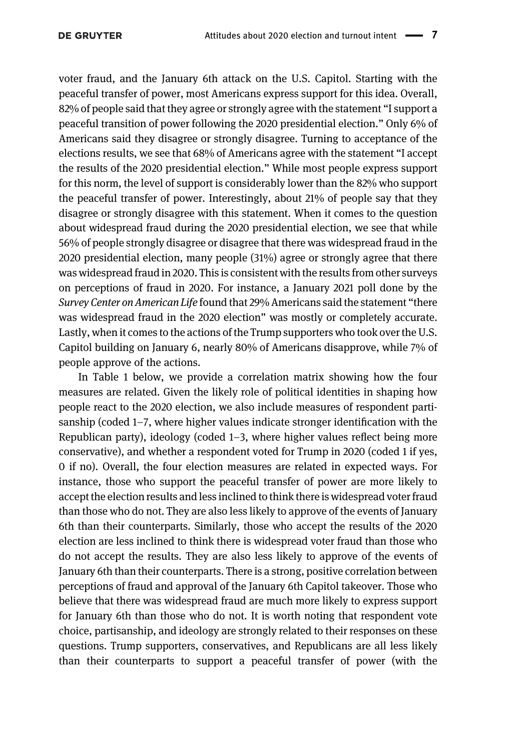voter fraud, and the January 6th attack on the U.S. Capitol. Starting with the peaceful transfer of power, most Americans express support for this idea. Overall, 82% of people said that they agree or strongly agree with the statement "I support a peaceful transition of power following the 2020 presidential election." Only 6% of Americans said they disagree or strongly disagree. Turning to acceptance of the elections results, we see that 68% of Americans agree with the statement "I accept the results of the 2020 presidential election." While most people express support for this norm, the level of support is considerably lower than the 82% who support the peaceful transfer of power. Interestingly, about 21% of people say that they disagree or strongly disagree with this statement. When it comes to the question about widespread fraud during the 2020 presidential election, we see that while 56% of people strongly disagree or disagree that there was widespread fraud in the 2020 presidential election, many people (31%) agree or strongly agree that there was widespread fraud in 2020. This is consistent with the results from other surveys on perceptions of fraud in 2020. For instance, a January 2021 poll done by the *Survey Center on American Life* found that 29% Americans said the statement "there was widespread fraud in the 2020 election" was mostly or completely accurate. Lastly, when it comes to the actions of the Trump supporters who took over the U.S. Capitol building on January 6, nearly 80% of Americans disapprove, while 7% of people approve of the actions.

In Table 1 below, we provide a correlation matrix showing how the four measures are related. Given the likely role of political identities in shaping how people react to the 2020 election, we also include measures of respondent partisanship (coded 1–7, where higher values indicate stronger identification with the Republican party), ideology (coded 1–3, where higher values reflect being more conservative), and whether a respondent voted for Trump in 2020 (coded 1 if yes, 0 if no). Overall, the four election measures are related in expected ways. For instance, those who support the peaceful transfer of power are more likely to accept the election results and less inclined to think there is widespread voter fraud than those who do not. They are also less likely to approve of the events of January 6th than their counterparts. Similarly, those who accept the results of the 2020 election are less inclined to think there is widespread voter fraud than those who do not accept the results. They are also less likely to approve of the events of January 6th than their counterparts. There is a strong, positive correlation between perceptions of fraud and approval of the January 6th Capitol takeover. Those who believe that there was widespread fraud are much more likely to express support for January 6th than those who do not. It is worth noting that respondent vote choice, partisanship, and ideology are strongly related to their responses on these questions. Trump supporters, conservatives, and Republicans are all less likely than their counterparts to support a peaceful transfer of power (with the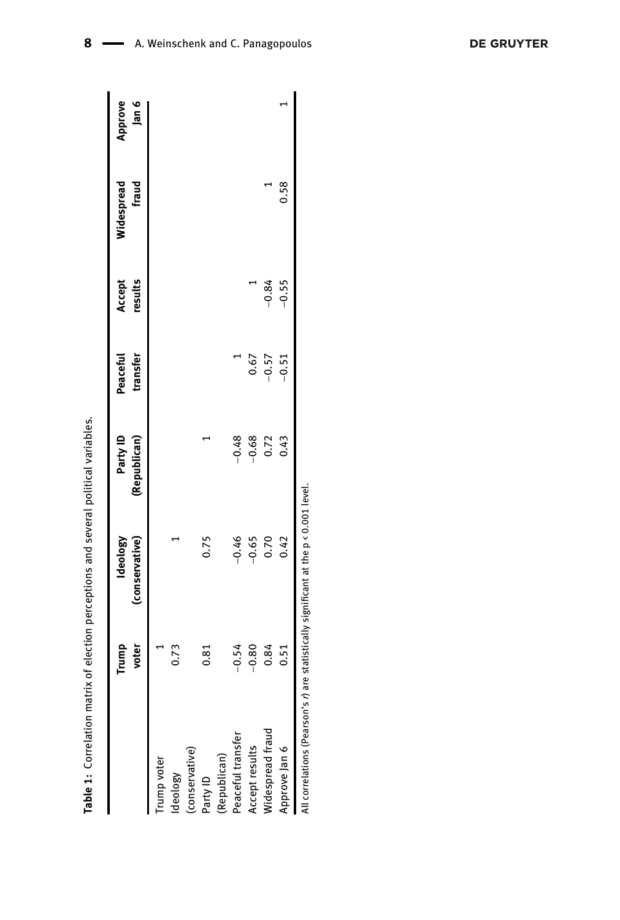**Table 1:** Correlation matrix of election perceptions and several political variables.

| | Trump voter | Ideology (conservative) | Party ID (Republican) | Peaceful transfer | Accept results | Widespread fraud | Approve Jan 6 |
|---|---|---|---|---|---|---|---|
| Trump voter | 1 | | | | | | |
| Ideology (conservative) | 0.73 | 1 | | | | | |
| Party ID (Republican) | 0.81 | 0.75 | 1 | | | | |
| Peaceful transfer | −0.54 | −0.46 | −0.48 | 1 | | | |
| Accept results | −0.80 | −0.65 | −0.68 | 0.67 | 1 | | |
| Widespread fraud | 0.84 | 0.70 | 0.72 | −0.57 | −0.84 | 1 | |
| Approve Jan 6 | 0.51 | 0.42 | 0.43 | −0.51 | −0.55 | 0.58 | 1 |

All correlations (Pearson's *r*) are statistically significant at the $p < 0.001$ level.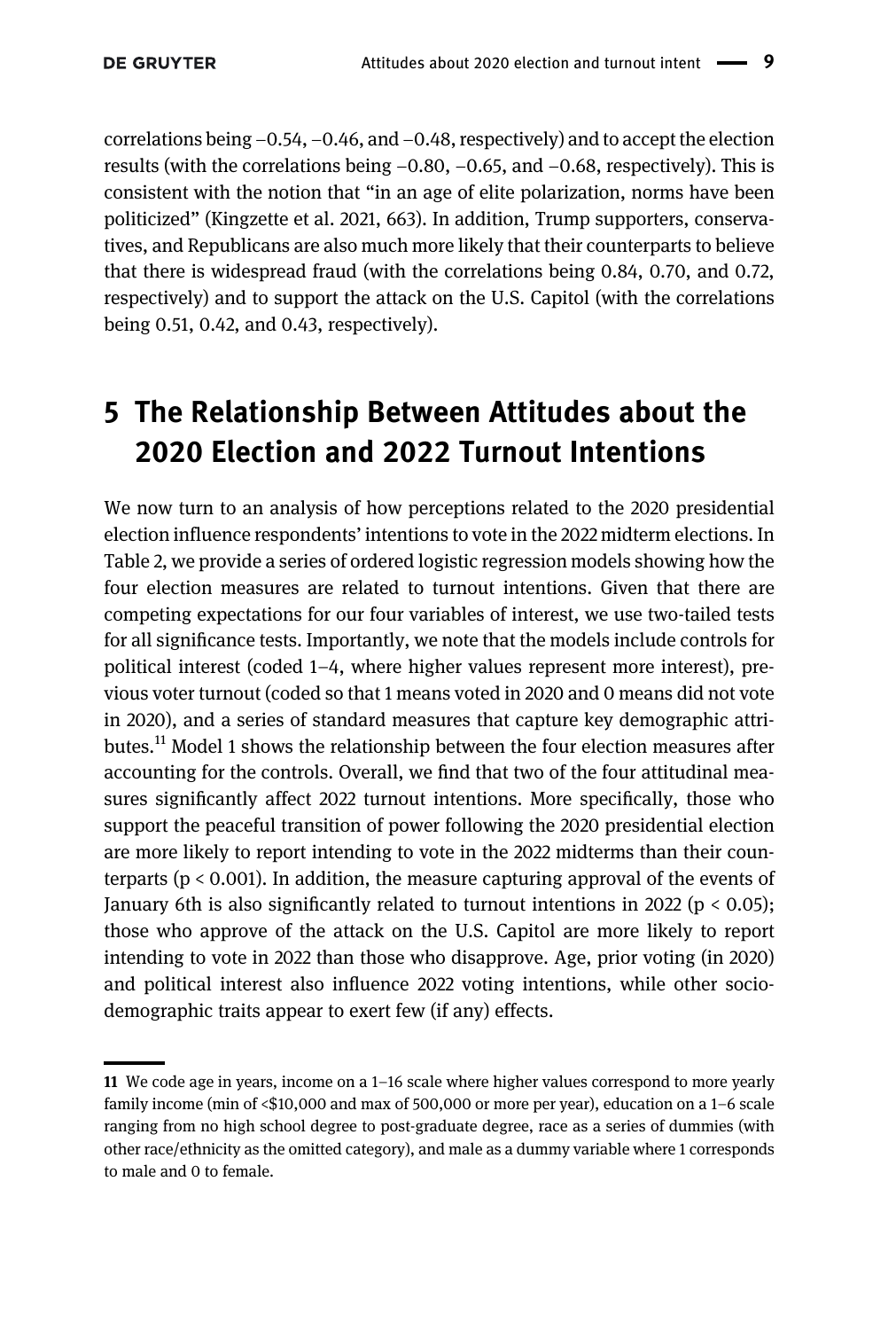correlations being –0.54, –0.46, and –0.48, respectively) and to accept the election results (with the correlations being –0.80, –0.65, and –0.68, respectively). This is consistent with the notion that "in an age of elite polarization, norms have been politicized" (Kingzette et al. 2021, 663). In addition, Trump supporters, conservatives, and Republicans are also much more likely that their counterparts to believe that there is widespread fraud (with the correlations being 0.84, 0.70, and 0.72, respectively) and to support the attack on the U.S. Capitol (with the correlations being 0.51, 0.42, and 0.43, respectively).

## 5 The Relationship Between Attitudes about the 2020 Election and 2022 Turnout Intentions

We now turn to an analysis of how perceptions related to the 2020 presidential election influence respondents' intentions to vote in the 2022 midterm elections. In Table 2, we provide a series of ordered logistic regression models showing how the four election measures are related to turnout intentions. Given that there are competing expectations for our four variables of interest, we use two-tailed tests for all significance tests. Importantly, we note that the models include controls for political interest (coded 1–4, where higher values represent more interest), previous voter turnout (coded so that 1 means voted in 2020 and 0 means did not vote in 2020), and a series of standard measures that capture key demographic attributes.[11] Model 1 shows the relationship between the four election measures after accounting for the controls. Overall, we find that two of the four attitudinal measures significantly affect 2022 turnout intentions. More specifically, those who support the peaceful transition of power following the 2020 presidential election are more likely to report intending to vote in the 2022 midterms than their counterparts ($p < 0.001$). In addition, the measure capturing approval of the events of January 6th is also significantly related to turnout intentions in 2022 ($p < 0.05$); those who approve of the attack on the U.S. Capitol are more likely to report intending to vote in 2022 than those who disapprove. Age, prior voting (in 2020) and political interest also influence 2022 voting intentions, while other socio-demographic traits appear to exert few (if any) effects.

---

11 We code age in years, income on a 1–16 scale where higher values correspond to more yearly family income (min of <$10,000 and max of 500,000 or more per year), education on a 1–6 scale ranging from no high school degree to post-graduate degree, race as a series of dummies (with other race/ethnicity as the omitted category), and male as a dummy variable where 1 corresponds to male and 0 to female.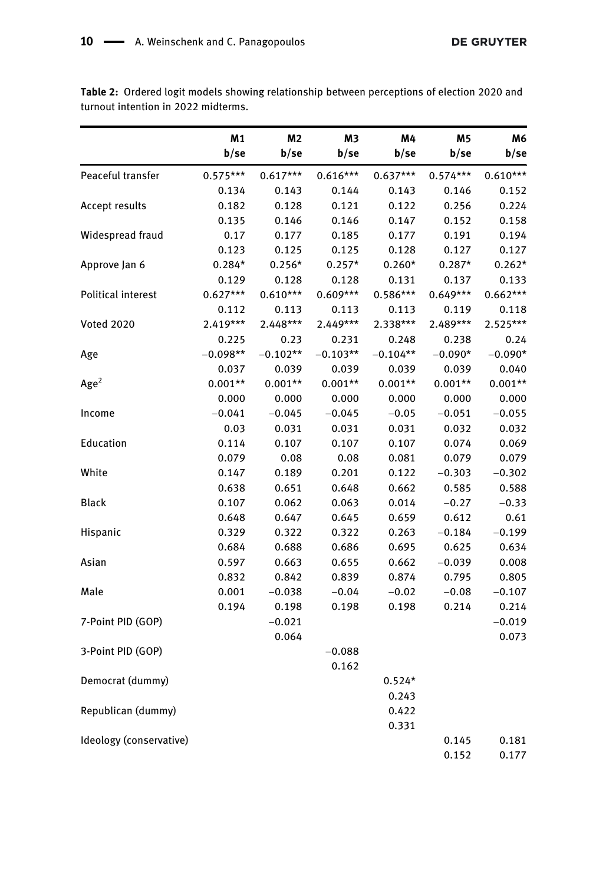**Table 2:** Ordered logit models showing relationship between perceptions of election 2020 and turnout intention in 2022 midterms.

| | M1<br>b/se | M2<br>b/se | M3<br>b/se | M4<br>b/se | M5<br>b/se | M6<br>b/se |
|---|---|---|---|---|---|---|
| Peaceful transfer | 0.575*** | 0.617*** | 0.616*** | 0.637*** | 0.574*** | 0.610*** |
| | 0.134 | 0.143 | 0.144 | 0.143 | 0.146 | 0.152 |
| Accept results | 0.182 | 0.128 | 0.121 | 0.122 | 0.256 | 0.224 |
| | 0.135 | 0.146 | 0.146 | 0.147 | 0.152 | 0.158 |
| Widespread fraud | 0.17 | 0.177 | 0.185 | 0.177 | 0.191 | 0.194 |
| | 0.123 | 0.125 | 0.125 | 0.128 | 0.127 | 0.127 |
| Approve Jan 6 | 0.284* | 0.256* | 0.257* | 0.260* | 0.287* | 0.262* |
| | 0.129 | 0.128 | 0.128 | 0.131 | 0.137 | 0.133 |
| Political interest | 0.627*** | 0.610*** | 0.609*** | 0.586*** | 0.649*** | 0.662*** |
| | 0.112 | 0.113 | 0.113 | 0.113 | 0.119 | 0.118 |
| Voted 2020 | 2.419*** | 2.448*** | 2.449*** | 2.338*** | 2.489*** | 2.525*** |
| | 0.225 | 0.23 | 0.231 | 0.248 | 0.238 | 0.24 |
| Age | −0.098** | −0.102** | −0.103** | −0.104** | −0.090* | −0.090* |
| | 0.037 | 0.039 | 0.039 | 0.039 | 0.039 | 0.040 |
| $Age^2$ | 0.001** | 0.001** | 0.001** | 0.001** | 0.001** | 0.001** |
| | 0.000 | 0.000 | 0.000 | 0.000 | 0.000 | 0.000 |
| Income | −0.041 | −0.045 | −0.045 | −0.05 | −0.051 | −0.055 |
| | 0.03 | 0.031 | 0.031 | 0.031 | 0.032 | 0.032 |
| Education | 0.114 | 0.107 | 0.107 | 0.107 | 0.074 | 0.069 |
| | 0.079 | 0.08 | 0.08 | 0.081 | 0.079 | 0.079 |
| White | 0.147 | 0.189 | 0.201 | 0.122 | −0.303 | −0.302 |
| | 0.638 | 0.651 | 0.648 | 0.662 | 0.585 | 0.588 |
| Black | 0.107 | 0.062 | 0.063 | 0.014 | −0.27 | −0.33 |
| | 0.648 | 0.647 | 0.645 | 0.659 | 0.612 | 0.61 |
| Hispanic | 0.329 | 0.322 | 0.322 | 0.263 | −0.184 | −0.199 |
| | 0.684 | 0.688 | 0.686 | 0.695 | 0.625 | 0.634 |
| Asian | 0.597 | 0.663 | 0.655 | 0.662 | −0.039 | 0.008 |
| | 0.832 | 0.842 | 0.839 | 0.874 | 0.795 | 0.805 |
| Male | 0.001 | −0.038 | −0.04 | −0.02 | −0.08 | −0.107 |
| | 0.194 | 0.198 | 0.198 | 0.198 | 0.214 | 0.214 |
| 7-Point PID (GOP) | | −0.021 | | | | −0.019 |
| | | 0.064 | | | | 0.073 |
| 3-Point PID (GOP) | | | −0.088 | | | |
| | | | 0.162 | | | |
| Democrat (dummy) | | | | 0.524* | | |
| | | | | 0.243 | | |
| Republican (dummy) | | | | 0.422 | | |
| | | | | 0.331 | | |
| Ideology (conservative) | | | | | 0.145 | 0.181 |
| | | | | | 0.152 | 0.177 |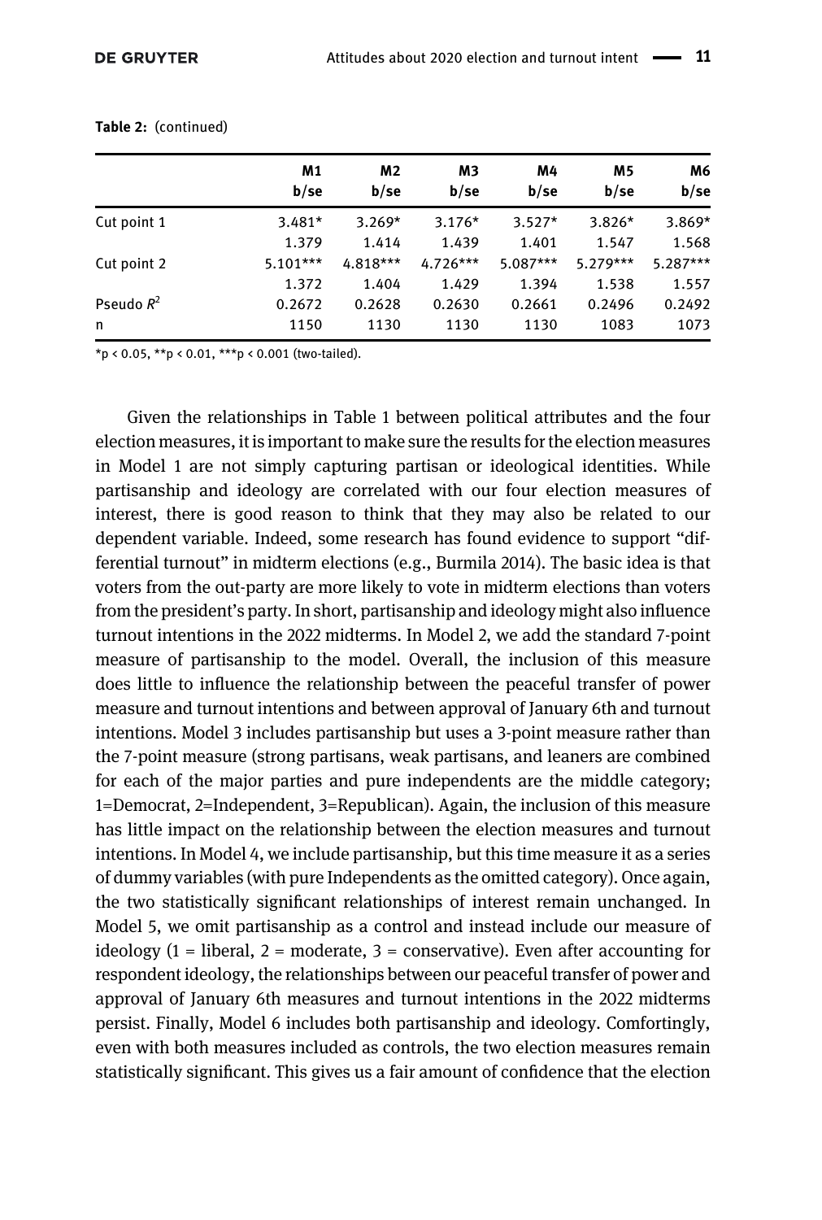**Table 2:** (continued)

| | M1 b/se | M2 b/se | M3 b/se | M4 b/se | M5 b/se | M6 b/se |
|---|---|---|---|---|---|---|
| Cut point 1 | 3.481* | 3.269* | 3.176* | 3.527* | 3.826* | 3.869* |
| | 1.379 | 1.414 | 1.439 | 1.401 | 1.547 | 1.568 |
| Cut point 2 | 5.101*** | 4.818*** | 4.726*** | 5.087*** | 5.279*** | 5.287*** |
| | 1.372 | 1.404 | 1.429 | 1.394 | 1.538 | 1.557 |
| Pseudo $R^2$ | 0.2672 | 0.2628 | 0.2630 | 0.2661 | 0.2496 | 0.2492 |
| n | 1150 | 1130 | 1130 | 1130 | 1083 | 1073 |

*p < 0.05, **p < 0.01, ***p < 0.001 (two-tailed).

Given the relationships in Table 1 between political attributes and the four election measures, it is important to make sure the results for the election measures in Model 1 are not simply capturing partisan or ideological identities. While partisanship and ideology are correlated with our four election measures of interest, there is good reason to think that they may also be related to our dependent variable. Indeed, some research has found evidence to support "differential turnout" in midterm elections (e.g., Burmila 2014). The basic idea is that voters from the out-party are more likely to vote in midterm elections than voters from the president's party. In short, partisanship and ideology might also influence turnout intentions in the 2022 midterms. In Model 2, we add the standard 7-point measure of partisanship to the model. Overall, the inclusion of this measure does little to influence the relationship between the peaceful transfer of power measure and turnout intentions and between approval of January 6th and turnout intentions. Model 3 includes partisanship but uses a 3-point measure rather than the 7-point measure (strong partisans, weak partisans, and leaners are combined for each of the major parties and pure independents are the middle category; 1=Democrat, 2=Independent, 3=Republican). Again, the inclusion of this measure has little impact on the relationship between the election measures and turnout intentions. In Model 4, we include partisanship, but this time measure it as a series of dummy variables (with pure Independents as the omitted category). Once again, the two statistically significant relationships of interest remain unchanged. In Model 5, we omit partisanship as a control and instead include our measure of ideology (1 = liberal, 2 = moderate, 3 = conservative). Even after accounting for respondent ideology, the relationships between our peaceful transfer of power and approval of January 6th measures and turnout intentions in the 2022 midterms persist. Finally, Model 6 includes both partisanship and ideology. Comfortingly, even with both measures included as controls, the two election measures remain statistically significant. This gives us a fair amount of confidence that the election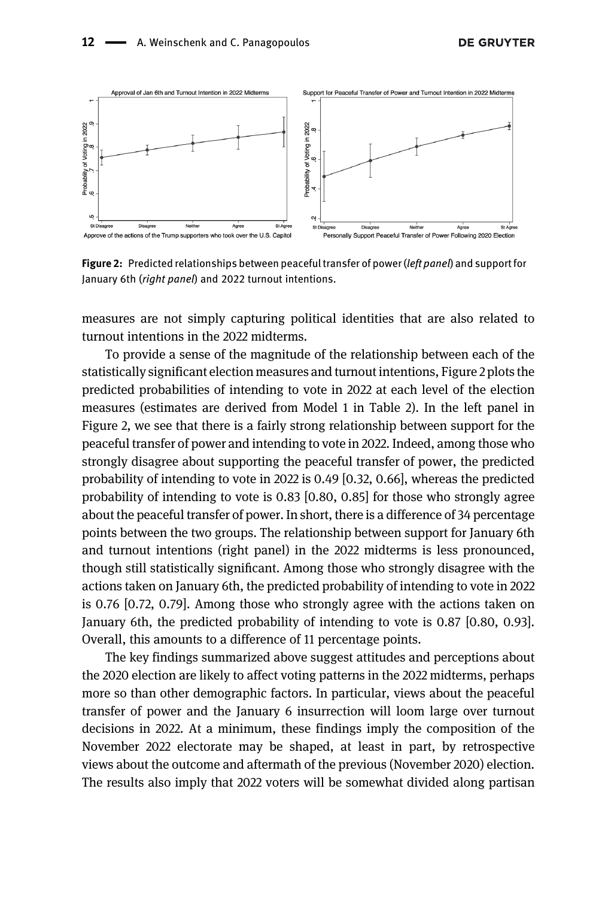**Figure 2:** Predicted relationships between peaceful transfer of power (*left panel*) and support for January 6th (*right panel*) and 2022 turnout intentions.

measures are not simply capturing political identities that are also related to turnout intentions in the 2022 midterms.

To provide a sense of the magnitude of the relationship between each of the statistically significant election measures and turnout intentions, Figure 2 plots the predicted probabilities of intending to vote in 2022 at each level of the election measures (estimates are derived from Model 1 in Table 2). In the left panel in Figure 2, we see that there is a fairly strong relationship between support for the peaceful transfer of power and intending to vote in 2022. Indeed, among those who strongly disagree about supporting the peaceful transfer of power, the predicted probability of intending to vote in 2022 is 0.49 [0.32, 0.66], whereas the predicted probability of intending to vote is 0.83 [0.80, 0.85] for those who strongly agree about the peaceful transfer of power. In short, there is a difference of 34 percentage points between the two groups. The relationship between support for January 6th and turnout intentions (right panel) in the 2022 midterms is less pronounced, though still statistically significant. Among those who strongly disagree with the actions taken on January 6th, the predicted probability of intending to vote in 2022 is 0.76 [0.72, 0.79]. Among those who strongly agree with the actions taken on January 6th, the predicted probability of intending to vote is 0.87 [0.80, 0.93]. Overall, this amounts to a difference of 11 percentage points.

The key findings summarized above suggest attitudes and perceptions about the 2020 election are likely to affect voting patterns in the 2022 midterms, perhaps more so than other demographic factors. In particular, views about the peaceful transfer of power and the January 6 insurrection will loom large over turnout decisions in 2022. At a minimum, these findings imply the composition of the November 2022 electorate may be shaped, at least in part, by retrospective views about the outcome and aftermath of the previous (November 2020) election. The results also imply that 2022 voters will be somewhat divided along partisan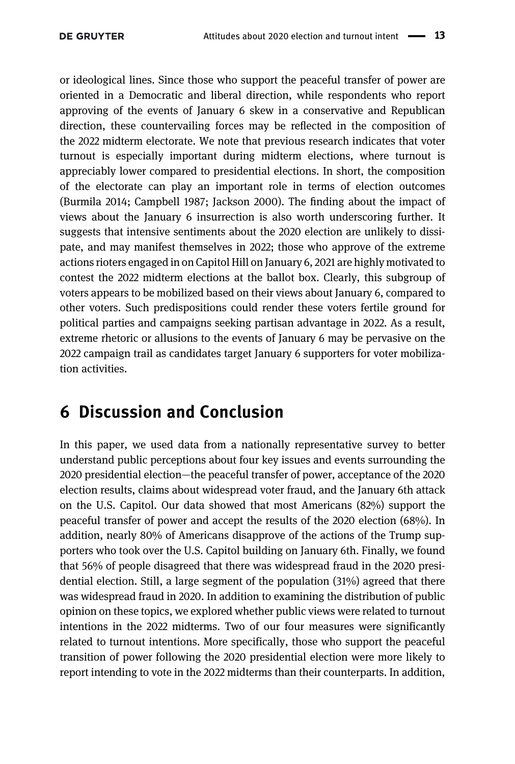or ideological lines. Since those who support the peaceful transfer of power are oriented in a Democratic and liberal direction, while respondents who report approving of the events of January 6 skew in a conservative and Republican direction, these countervailing forces may be reflected in the composition of the 2022 midterm electorate. We note that previous research indicates that voter turnout is especially important during midterm elections, where turnout is appreciably lower compared to presidential elections. In short, the composition of the electorate can play an important role in terms of election outcomes (Burmila 2014; Campbell 1987; Jackson 2000). The finding about the impact of views about the January 6 insurrection is also worth underscoring further. It suggests that intensive sentiments about the 2020 election are unlikely to dissipate, and may manifest themselves in 2022; those who approve of the extreme actions rioters engaged in on Capitol Hill on January 6, 2021 are highly motivated to contest the 2022 midterm elections at the ballot box. Clearly, this subgroup of voters appears to be mobilized based on their views about January 6, compared to other voters. Such predispositions could render these voters fertile ground for political parties and campaigns seeking partisan advantage in 2022. As a result, extreme rhetoric or allusions to the events of January 6 may be pervasive on the 2022 campaign trail as candidates target January 6 supporters for voter mobilization activities.

## 6 Discussion and Conclusion

In this paper, we used data from a nationally representative survey to better understand public perceptions about four key issues and events surrounding the 2020 presidential election—the peaceful transfer of power, acceptance of the 2020 election results, claims about widespread voter fraud, and the January 6th attack on the U.S. Capitol. Our data showed that most Americans (82%) support the peaceful transfer of power and accept the results of the 2020 election (68%). In addition, nearly 80% of Americans disapprove of the actions of the Trump supporters who took over the U.S. Capitol building on January 6th. Finally, we found that 56% of people disagreed that there was widespread fraud in the 2020 presidential election. Still, a large segment of the population (31%) agreed that there was widespread fraud in 2020. In addition to examining the distribution of public opinion on these topics, we explored whether public views were related to turnout intentions in the 2022 midterms. Two of our four measures were significantly related to turnout intentions. More specifically, those who support the peaceful transition of power following the 2020 presidential election were more likely to report intending to vote in the 2022 midterms than their counterparts. In addition,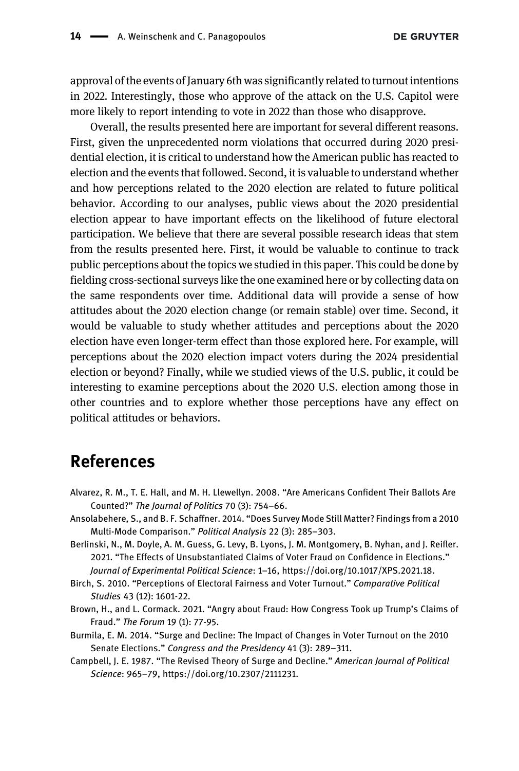approval of the events of January 6th was significantly related to turnout intentions in 2022. Interestingly, those who approve of the attack on the U.S. Capitol were more likely to report intending to vote in 2022 than those who disapprove.

Overall, the results presented here are important for several different reasons. First, given the unprecedented norm violations that occurred during 2020 presidential election, it is critical to understand how the American public has reacted to election and the events that followed. Second, it is valuable to understand whether and how perceptions related to the 2020 election are related to future political behavior. According to our analyses, public views about the 2020 presidential election appear to have important effects on the likelihood of future electoral participation. We believe that there are several possible research ideas that stem from the results presented here. First, it would be valuable to continue to track public perceptions about the topics we studied in this paper. This could be done by fielding cross-sectional surveys like the one examined here or by collecting data on the same respondents over time. Additional data will provide a sense of how attitudes about the 2020 election change (or remain stable) over time. Second, it would be valuable to study whether attitudes and perceptions about the 2020 election have even longer-term effect than those explored here. For example, will perceptions about the 2020 election impact voters during the 2024 presidential election or beyond? Finally, while we studied views of the U.S. public, it could be interesting to examine perceptions about the 2020 U.S. election among those in other countries and to explore whether those perceptions have any effect on political attitudes or behaviors.

## References

Alvarez, R. M., T. E. Hall, and M. H. Llewellyn. 2008. "Are Americans Confident Their Ballots Are Counted?" *The Journal of Politics* 70 (3): 754–66.

Ansolabehere, S., and B. F. Schaffner. 2014. "Does Survey Mode Still Matter? Findings from a 2010 Multi-Mode Comparison." *Political Analysis* 22 (3): 285–303.

Berlinski, N., M. Doyle, A. M. Guess, G. Levy, B. Lyons, J. M. Montgomery, B. Nyhan, and J. Reifler. 2021. "The Effects of Unsubstantiated Claims of Voter Fraud on Confidence in Elections." *Journal of Experimental Political Science*: 1–16, https://doi.org/10.1017/XPS.2021.18.

Birch, S. 2010. "Perceptions of Electoral Fairness and Voter Turnout." *Comparative Political Studies* 43 (12): 1601-22.

Brown, H., and L. Cormack. 2021. "Angry about Fraud: How Congress Took up Trump's Claims of Fraud." *The Forum* 19 (1): 77-95.

Burmila, E. M. 2014. "Surge and Decline: The Impact of Changes in Voter Turnout on the 2010 Senate Elections." *Congress and the Presidency* 41 (3): 289–311.

Campbell, J. E. 1987. "The Revised Theory of Surge and Decline." *American Journal of Political Science*: 965–79, https://doi.org/10.2307/2111231.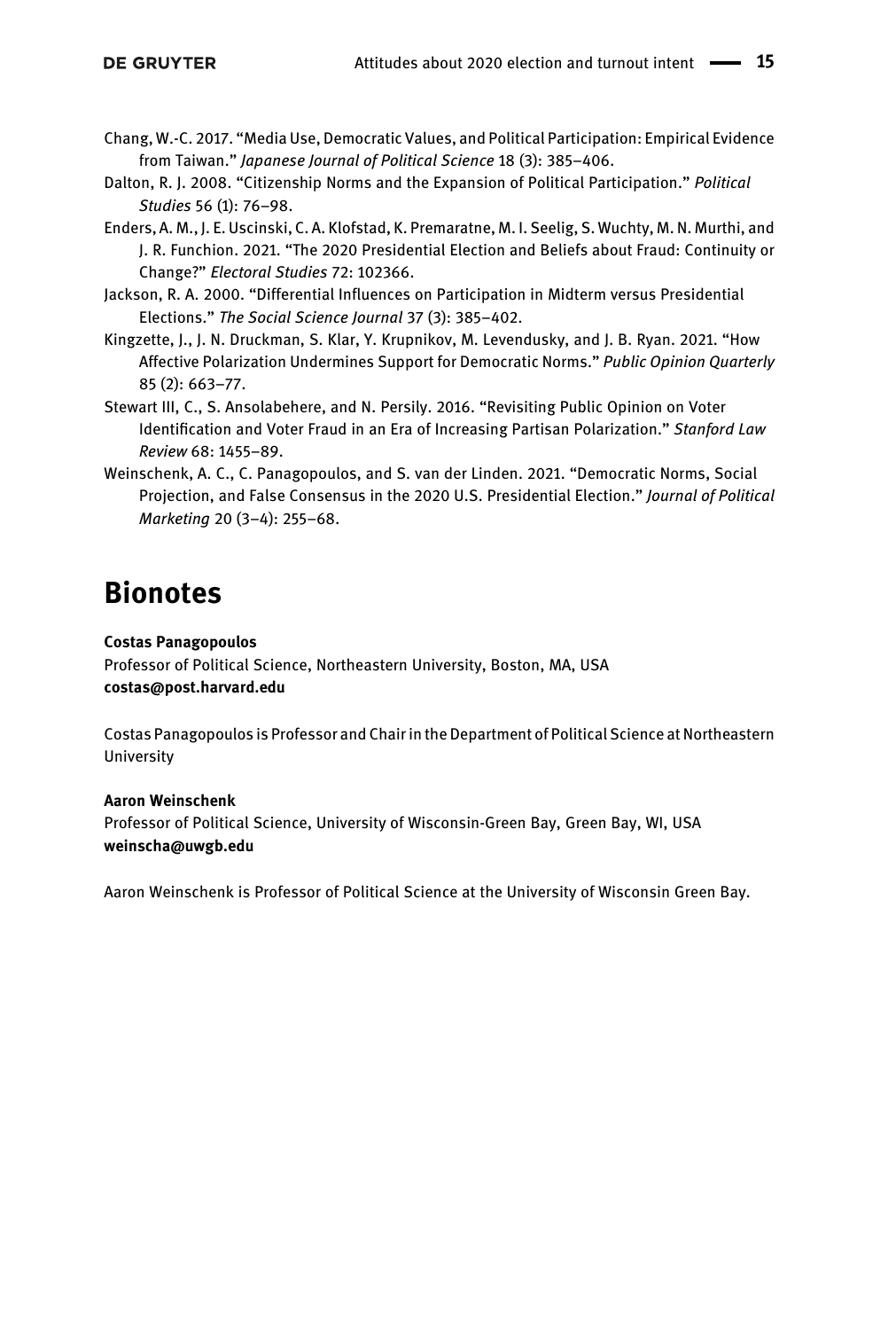Chang, W.-C. 2017. "Media Use, Democratic Values, and Political Participation: Empirical Evidence from Taiwan." *Japanese Journal of Political Science* 18 (3): 385–406.

Dalton, R. J. 2008. "Citizenship Norms and the Expansion of Political Participation." *Political Studies* 56 (1): 76–98.

Enders, A. M., J. E. Uscinski, C. A. Klofstad, K. Premaratne, M. I. Seelig, S. Wuchty, M. N. Murthi, and J. R. Funchion. 2021. "The 2020 Presidential Election and Beliefs about Fraud: Continuity or Change?" *Electoral Studies* 72: 102366.

Jackson, R. A. 2000. "Differential Influences on Participation in Midterm versus Presidential Elections." *The Social Science Journal* 37 (3): 385–402.

Kingzette, J., J. N. Druckman, S. Klar, Y. Krupnikov, M. Levendusky, and J. B. Ryan. 2021. "How Affective Polarization Undermines Support for Democratic Norms." *Public Opinion Quarterly* 85 (2): 663–77.

Stewart III, C., S. Ansolabehere, and N. Persily. 2016. "Revisiting Public Opinion on Voter Identification and Voter Fraud in an Era of Increasing Partisan Polarization." *Stanford Law Review* 68: 1455–89.

Weinschenk, A. C., C. Panagopoulos, and S. van der Linden. 2021. "Democratic Norms, Social Projection, and False Consensus in the 2020 U.S. Presidential Election." *Journal of Political Marketing* 20 (3–4): 255–68.

# Bionotes

**Costas Panagopoulos**
Professor of Political Science, Northeastern University, Boston, MA, USA
**costas@post.harvard.edu**

Costas Panagopoulos is Professor and Chair in the Department of Political Science at Northeastern University

**Aaron Weinschenk**
Professor of Political Science, University of Wisconsin-Green Bay, Green Bay, WI, USA
**weinscha@uwgb.edu**

Aaron Weinschenk is Professor of Political Science at the University of Wisconsin Green Bay.